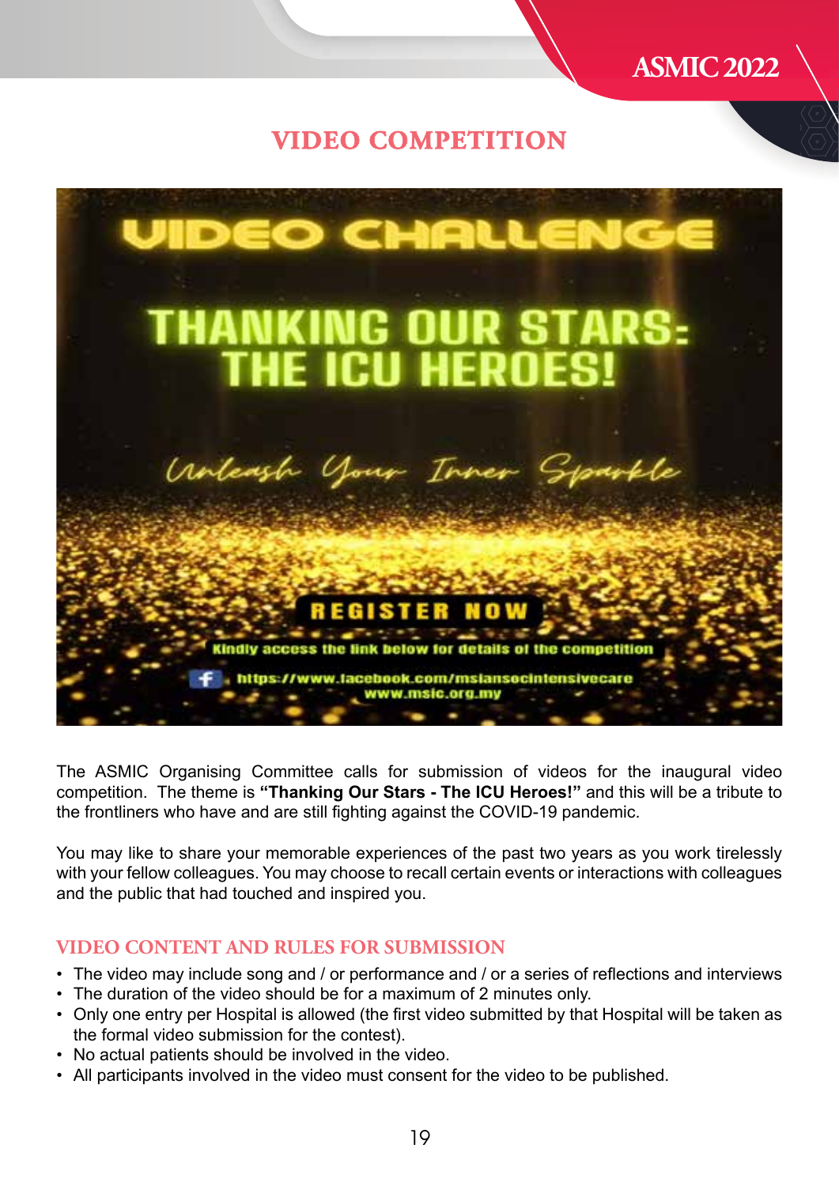# VIDEO COMPETITION

VIDEO CHALLENGE

THANKING OUR STARS: THE ICU HEROES!

Unleash Your Inner Sparkle

REGISTER NOW

Kindly access the link below for details of the competition

https://www.facebook.com/msiansocintensivecare
www.msic.org.my

The ASMIC Organising Committee calls for submission of videos for the inaugural video competition. The theme is **"Thanking Our Stars - The ICU Heroes!"** and this will be a tribute to the frontliners who have and are still fighting against the COVID-19 pandemic.

You may like to share your memorable experiences of the past two years as you work tirelessly with your fellow colleagues. You may choose to recall certain events or interactions with colleagues and the public that had touched and inspired you.

## VIDEO CONTENT AND RULES FOR SUBMISSION

- The video may include song and / or performance and / or a series of reflections and interviews
- The duration of the video should be for a maximum of 2 minutes only.
- Only one entry per Hospital is allowed (the first video submitted by that Hospital will be taken as the formal video submission for the contest).
- No actual patients should be involved in the video.
- All participants involved in the video must consent for the video to be published.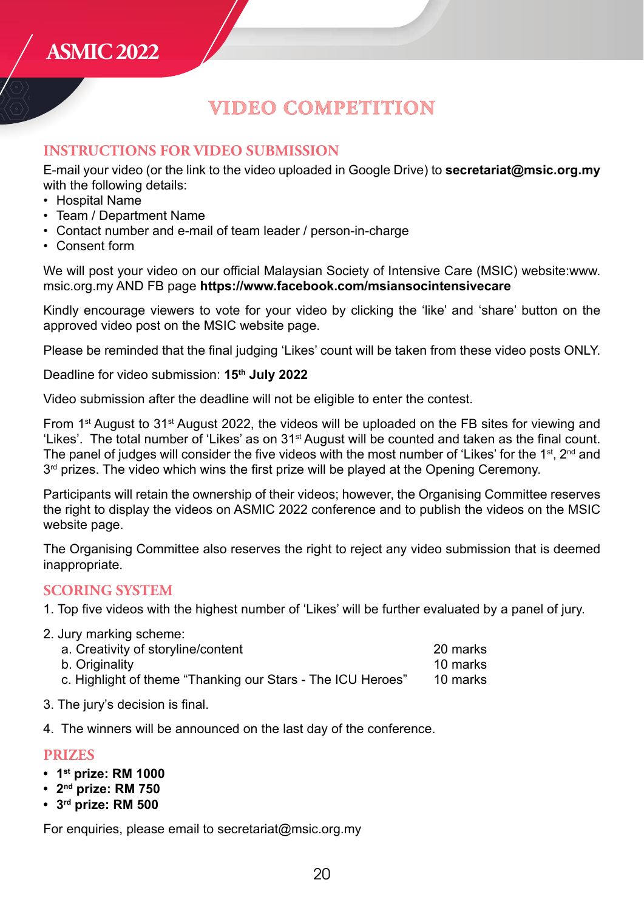# VIDEO COMPETITION

## INSTRUCTIONS FOR VIDEO SUBMISSION

E-mail your video (or the link to the video uploaded in Google Drive) to **secretariat@msic.org.my** with the following details:

- Hospital Name
- Team / Department Name
- Contact number and e-mail of team leader / person-in-charge
- Consent form

We will post your video on our official Malaysian Society of Intensive Care (MSIC) website:www.msic.org.my AND FB page **https://www.facebook.com/msiansocintensivecare**

Kindly encourage viewers to vote for your video by clicking the 'like' and 'share' button on the approved video post on the MSIC website page.

Please be reminded that the final judging 'Likes' count will be taken from these video posts ONLY.

Deadline for video submission: **15th July 2022**

Video submission after the deadline will not be eligible to enter the contest.

From 1st August to 31st August 2022, the videos will be uploaded on the FB sites for viewing and 'Likes'. The total number of 'Likes' as on 31st August will be counted and taken as the final count. The panel of judges will consider the five videos with the most number of 'Likes' for the 1st, 2nd and 3rd prizes. The video which wins the first prize will be played at the Opening Ceremony.

Participants will retain the ownership of their videos; however, the Organising Committee reserves the right to display the videos on ASMIC 2022 conference and to publish the videos on the MSIC website page.

The Organising Committee also reserves the right to reject any video submission that is deemed inappropriate.

## SCORING SYSTEM

1. Top five videos with the highest number of 'Likes' will be further evaluated by a panel of jury.

2. Jury marking scheme:

| | |
|---|---|
| a. Creativity of storyline/content | 20 marks |
| b. Originality | 10 marks |
| c. Highlight of theme "Thanking our Stars - The ICU Heroes" | 10 marks |

3. The jury's decision is final.

4. The winners will be announced on the last day of the conference.

## PRIZES

- **1st prize: RM 1000**
- **2nd prize: RM 750**
- **3rd prize: RM 500**

For enquiries, please email to secretariat@msic.org.my